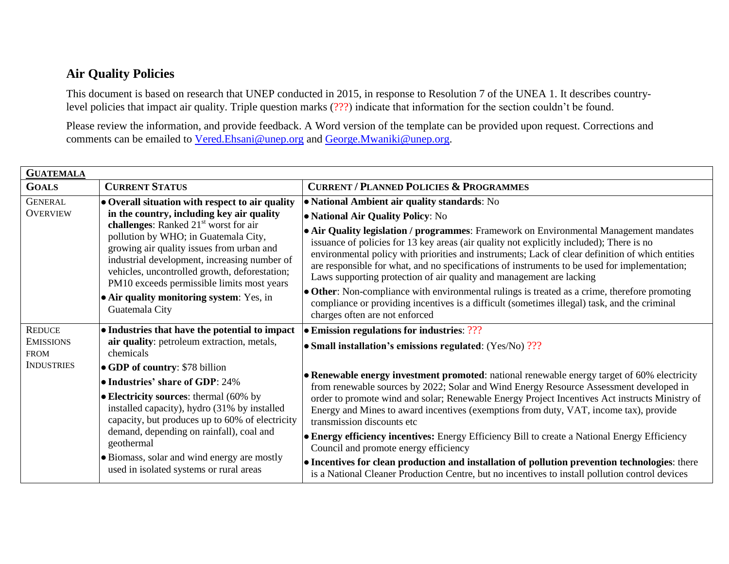## Air Quality Policies

This document is based on research that UNEP conducted in 2015, in response to Resolution 7 of the UNEA 1. It describes country-level policies that impact air quality. Triple question marks (???) indicate that information for the section couldn't be found.

Please review the information, and provide feedback. A Word version of the template can be provided upon request. Corrections and comments can be emailed to Vered.Ehsani@unep.org and George.Mwaniki@unep.org.

| **GUATEMALA** | | |
|---|---|---|
| **GOALS** | **CURRENT STATUS** | **CURRENT / PLANNED POLICIES & PROGRAMMES** |
| GENERAL OVERVIEW | • **Overall situation with respect to air quality in the country, including key air quality challenges**: Ranked 21st worst for air pollution by WHO; in Guatemala City, growing air quality issues from urban and industrial development, increasing number of vehicles, uncontrolled growth, deforestation; PM10 exceeds permissible limits most years<br>• **Air quality monitoring system**: Yes, in Guatemala City | • **National Ambient air quality standards**: No<br>• **National Air Quality Policy**: No<br>• **Air Quality legislation / programmes**: Framework on Environmental Management mandates issuance of policies for 13 key areas (air quality not explicitly included); There is no environmental policy with priorities and instruments; Lack of clear definition of which entities are responsible for what, and no specifications of instruments to be used for implementation; Laws supporting protection of air quality and management are lacking<br>• **Other**: Non-compliance with environmental rulings is treated as a crime, therefore promoting compliance or providing incentives is a difficult (sometimes illegal) task, and the criminal charges often are not enforced |
| REDUCE EMISSIONS FROM INDUSTRIES | • **Industries that have the potential to impact air quality**: petroleum extraction, metals, chemicals<br>• **GDP of country**: $78 billion<br>• **Industries' share of GDP**: 24%<br>• **Electricity sources**: thermal (60% by installed capacity), hydro (31% by installed capacity, but produces up to 60% of electricity demand, depending on rainfall), coal and geothermal<br>• Biomass, solar and wind energy are mostly used in isolated systems or rural areas | • **Emission regulations for industries**: ???<br>• **Small installation's emissions regulated**: (Yes/No) ???<br>• **Renewable energy investment promoted**: national renewable energy target of 60% electricity from renewable sources by 2022; Solar and Wind Energy Resource Assessment developed in order to promote wind and solar; Renewable Energy Project Incentives Act instructs Ministry of Energy and Mines to award incentives (exemptions from duty, VAT, income tax), provide transmission discounts etc<br>• **Energy efficiency incentives:** Energy Efficiency Bill to create a National Energy Efficiency Council and promote energy efficiency<br>• **Incentives for clean production and installation of pollution prevention technologies**: there is a National Cleaner Production Centre, but no incentives to install pollution control devices |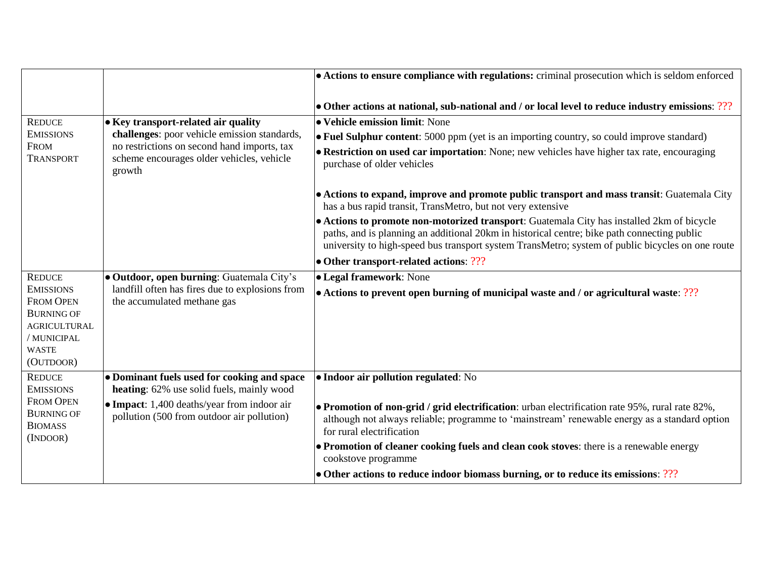| | | |
|---|---|---|
| | | • **Actions to ensure compliance with regulations:** criminal prosecution which is seldom enforced<br><br>• **Other actions at national, sub-national and / or local level to reduce industry emissions**: ??? |
| REDUCE EMISSIONS FROM TRANSPORT | • **Key transport-related air quality challenges**: poor vehicle emission standards, no restrictions on second hand imports, tax scheme encourages older vehicles, vehicle growth | • **Vehicle emission limit**: None<br>• **Fuel Sulphur content**: 5000 ppm (yet is an importing country, so could improve standard)<br>• **Restriction on used car importation**: None; new vehicles have higher tax rate, encouraging purchase of older vehicles<br><br>• **Actions to expand, improve and promote public transport and mass transit**: Guatemala City has a bus rapid transit, TransMetro, but not very extensive<br>• **Actions to promote non-motorized transport**: Guatemala City has installed 2km of bicycle paths, and is planning an additional 20km in historical centre; bike path connecting public university to high-speed bus transport system TransMetro; system of public bicycles on one route<br>• **Other transport-related actions**: ??? |
| REDUCE EMISSIONS FROM OPEN BURNING OF AGRICULTURAL / MUNICIPAL WASTE (OUTDOOR) | • **Outdoor, open burning**: Guatemala City's landfill often has fires due to explosions from the accumulated methane gas | • **Legal framework**: None<br>• **Actions to prevent open burning of municipal waste and / or agricultural waste**: ??? |
| REDUCE EMISSIONS FROM OPEN BURNING OF BIOMASS (INDOOR) | • **Dominant fuels used for cooking and space heating**: 62% use solid fuels, mainly wood<br>• **Impact**: 1,400 deaths/year from indoor air pollution (500 from outdoor air pollution) | • **Indoor air pollution regulated**: No<br><br>• **Promotion of non-grid / grid electrification**: urban electrification rate 95%, rural rate 82%, although not always reliable; programme to 'mainstream' renewable energy as a standard option for rural electrification<br>• **Promotion of cleaner cooking fuels and clean cook stoves**: there is a renewable energy cookstove programme<br>• **Other actions to reduce indoor biomass burning, or to reduce its emissions**: ??? |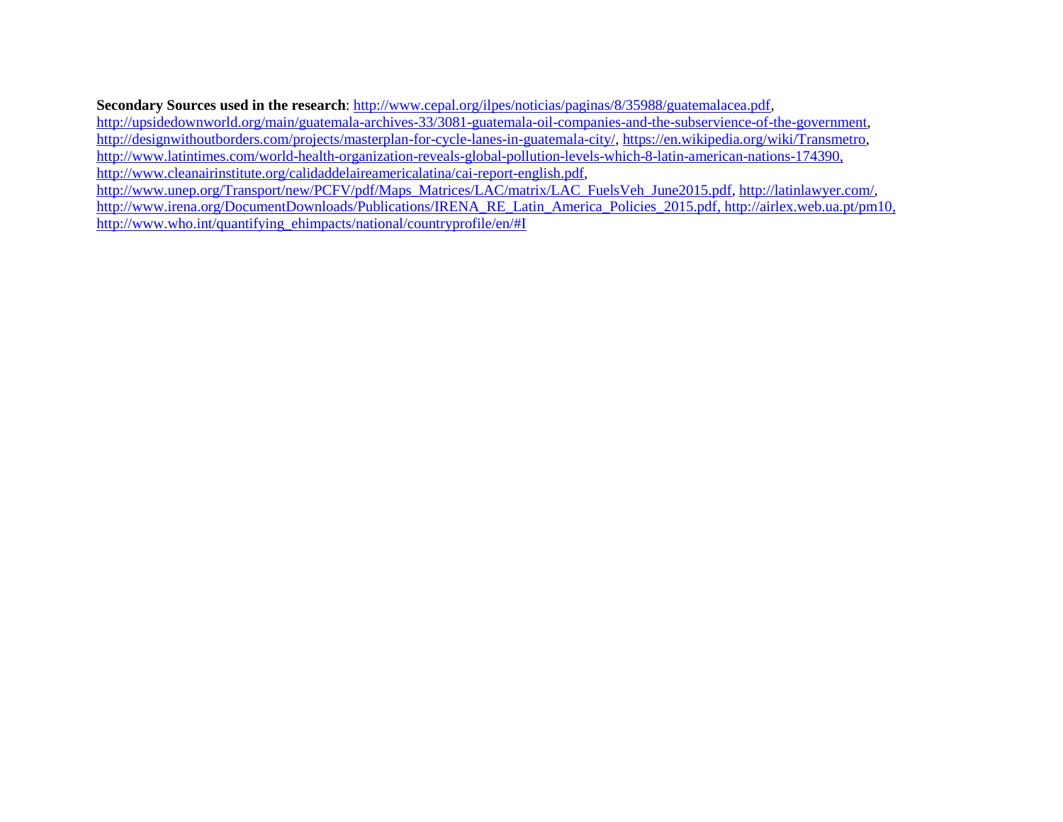**Secondary Sources used in the research**: http://www.cepal.org/ilpes/noticias/paginas/8/35988/guatemalacea.pdf, http://upsidedownworld.org/main/guatemala-archives-33/3081-guatemala-oil-companies-and-the-subservience-of-the-government, http://designwithoutborders.com/projects/masterplan-for-cycle-lanes-in-guatemala-city/, https://en.wikipedia.org/wiki/Transmetro, http://www.latintimes.com/world-health-organization-reveals-global-pollution-levels-which-8-latin-american-nations-174390, http://www.cleanairinstitute.org/calidaddelaireamericalatina/cai-report-english.pdf, http://www.unep.org/Transport/new/PCFV/pdf/Maps_Matrices/LAC/matrix/LAC_FuelsVeh_June2015.pdf, http://latinlawyer.com/, http://www.irena.org/DocumentDownloads/Publications/IRENA_RE_Latin_America_Policies_2015.pdf, http://airlex.web.ua.pt/pm10, http://www.who.int/quantifying_ehimpacts/national/countryprofile/en/#I